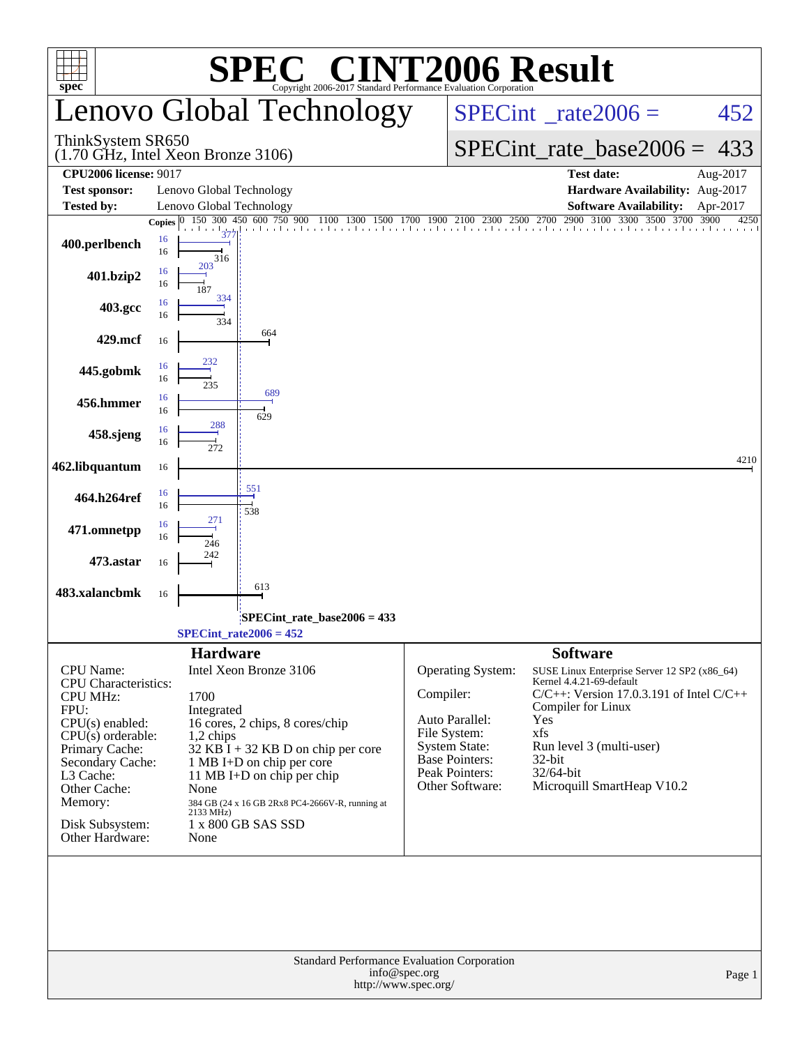# SPEC® CINT2006 Result

Copyright 2006-2017 Standard Performance Evaluation Corporation

## Lenovo Global Technology

ThinkSystem SR650
(1.70 GHz, Intel Xeon Bronze 3106)

SPECint_rate2006 = 452

SPECint_rate_base2006 = 433

| | | | |
|---|---|---|---|
| **CPU2006 license:** 9017 | | **Test date:** | Aug-2017 |
| **Test sponsor:** | Lenovo Global Technology | **Hardware Availability:** | Aug-2017 |
| **Tested by:** | Lenovo Global Technology | **Software Availability:** | Apr-2017 |

| Benchmark | Copies (peak) | Peak | Copies (base) | Base |
|---|---|---|---|---|
| 400.perlbench | 16 | 377 | 16 | 316 |
| 401.bzip2 | 16 | 203 | 16 | 187 |
| 403.gcc | 16 | 334 | 16 | 334 |
| 429.mcf | | | 16 | 664 |
| 445.gobmk | 16 | 232 | 16 | 235 |
| 456.hmmer | 16 | 689 | 16 | 629 |
| 458.sjeng | 16 | 288 | 16 | 272 |
| 462.libquantum | | | 16 | 4210 |
| 464.h264ref | 16 | 551 | 16 | 538 |
| 471.omnetpp | 16 | 271 | 16 | 246 |
| 473.astar | | | 16 | 242 |
| 483.xalancbmk | | | 16 | 613 |

SPECint_rate_base2006 = 433

SPECint_rate2006 = 452

### Hardware

| | |
|---|---|
| CPU Name: | Intel Xeon Bronze 3106 |
| CPU Characteristics: | |
| CPU MHz: | 1700 |
| FPU: | Integrated |
| CPU(s) enabled: | 16 cores, 2 chips, 8 cores/chip |
| CPU(s) orderable: | 1,2 chips |
| Primary Cache: | 32 KB I + 32 KB D on chip per core |
| Secondary Cache: | 1 MB I+D on chip per core |
| L3 Cache: | 11 MB I+D on chip per chip |
| Other Cache: | None |
| Memory: | 384 GB (24 x 16 GB 2Rx8 PC4-2666V-R, running at 2133 MHz) |
| Disk Subsystem: | 1 x 800 GB SAS SSD |
| Other Hardware: | None |

### Software

| | |
|---|---|
| Operating System: | SUSE Linux Enterprise Server 12 SP2 (x86_64) Kernel 4.4.21-69-default |
| Compiler: | C/C++: Version 17.0.3.191 of Intel C/C++ Compiler for Linux |
| Auto Parallel: | Yes |
| File System: | xfs |
| System State: | Run level 3 (multi-user) |
| Base Pointers: | 32-bit |
| Peak Pointers: | 32/64-bit |
| Other Software: | Microquill SmartHeap V10.2 |

Standard Performance Evaluation Corporation
info@spec.org
http://www.spec.org/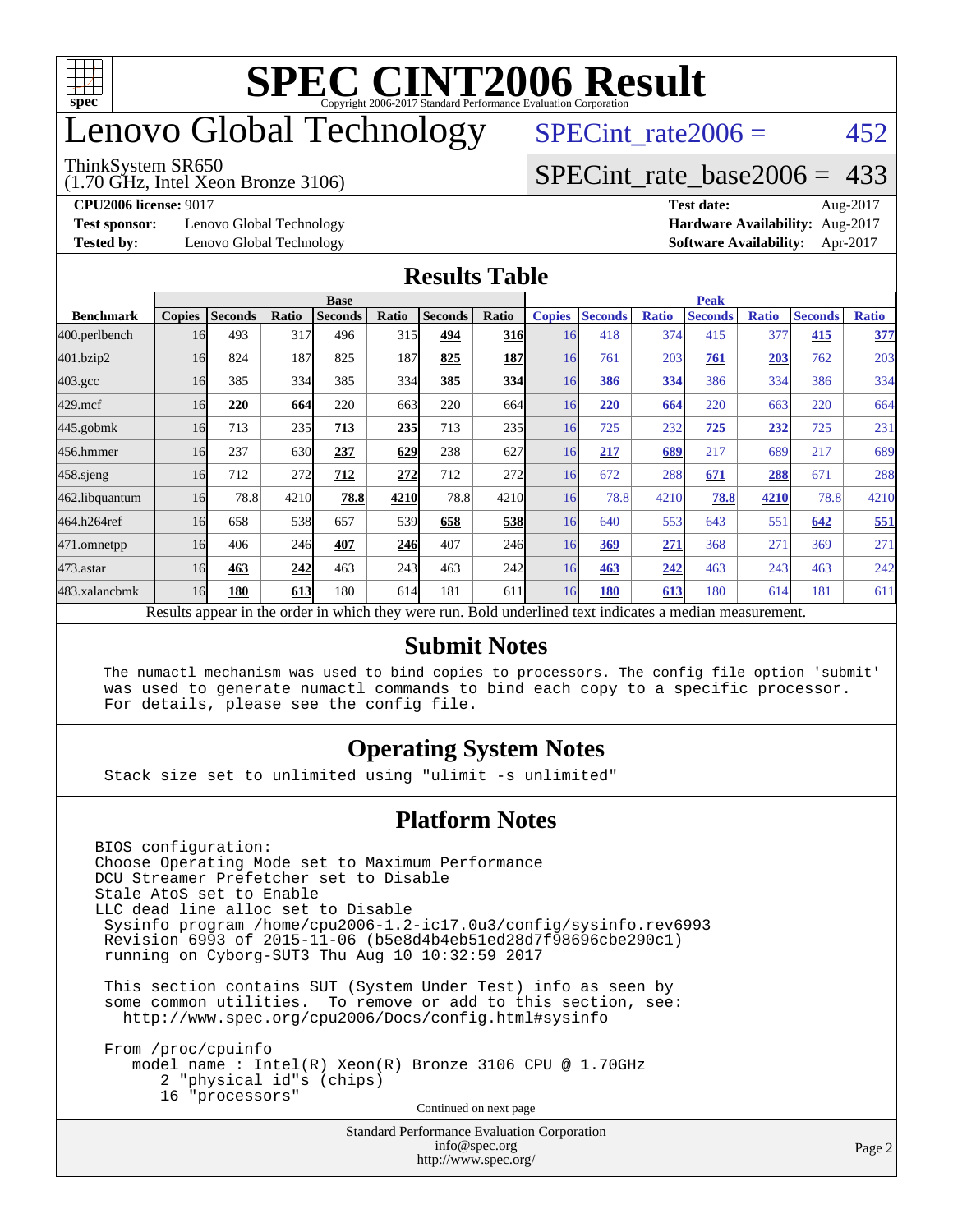# SPEC CINT2006 Result

Copyright 2006-2017 Standard Performance Evaluation Corporation

# Lenovo Global Technology

ThinkSystem SR650
(1.70 GHz, Intel Xeon Bronze 3106)

SPECint_rate2006 = 452

SPECint_rate_base2006 = 433

**CPU2006 license:** 9017
**Test sponsor:** Lenovo Global Technology
**Tested by:** Lenovo Global Technology

**Test date:** Aug-2017
**Hardware Availability:** Aug-2017
**Software Availability:** Apr-2017

## Results Table

| Benchmark | Base | | | | | | | Peak | | | | | | |
|---|---|---|---|---|---|---|---|---|---|---|---|---|---|---|
| | Copies | Seconds | Ratio | Seconds | Ratio | Seconds | Ratio | Copies | Seconds | Ratio | Seconds | Ratio | Seconds | Ratio |
| 400.perlbench | 16 | 493 | 317 | 496 | 315 | **494** | **316** | 16 | 418 | 374 | 415 | 377 | **415** | **377** |
| 401.bzip2 | 16 | 824 | 187 | 825 | 187 | **825** | **187** | 16 | 761 | 203 | **761** | **203** | 762 | 203 |
| 403.gcc | 16 | 385 | 334 | 385 | 334 | **385** | **334** | 16 | **386** | **334** | 386 | 334 | 386 | 334 |
| 429.mcf | 16 | **220** | **664** | 220 | 663 | 220 | 664 | 16 | **220** | **664** | 220 | 663 | 220 | 664 |
| 445.gobmk | 16 | 713 | 235 | **713** | **235** | 713 | 235 | 16 | 725 | 232 | **725** | **232** | 725 | 231 |
| 456.hmmer | 16 | 237 | 630 | **237** | **629** | 238 | 627 | 16 | **217** | **689** | 217 | 689 | 217 | 689 |
| 458.sjeng | 16 | 712 | 272 | **712** | **272** | 712 | 272 | 16 | 672 | 288 | **671** | **288** | 671 | 288 |
| 462.libquantum | 16 | 78.8 | 4210 | **78.8** | **4210** | 78.8 | 4210 | 16 | 78.8 | 4210 | **78.8** | **4210** | 78.8 | 4210 |
| 464.h264ref | 16 | 658 | 538 | 657 | 539 | **658** | **538** | 16 | 640 | 553 | 643 | 551 | **642** | **551** |
| 471.omnetpp | 16 | 406 | 246 | **407** | **246** | 407 | 246 | 16 | **369** | **271** | 368 | 271 | 369 | 271 |
| 473.astar | 16 | **463** | **242** | 463 | 243 | 463 | 242 | 16 | **463** | **242** | 463 | 243 | 463 | 242 |
| 483.xalancbmk | 16 | **180** | **613** | 180 | 614 | 181 | 611 | 16 | **180** | **613** | 180 | 614 | 181 | 611 |

Results appear in the order in which they were run. Bold underlined text indicates a median measurement.

## Submit Notes

```
The numactl mechanism was used to bind copies to processors. The config file option 'submit'
was used to generate numactl commands to bind each copy to a specific processor.
For details, please see the config file.
```

## Operating System Notes

```
Stack size set to unlimited using "ulimit -s unlimited"
```

## Platform Notes

```
BIOS configuration:
Choose Operating Mode set to Maximum Performance
DCU Streamer Prefetcher set to Disable
Stale AtoS set to Enable
LLC dead line alloc set to Disable
 Sysinfo program /home/cpu2006-1.2-ic17.0u3/config/sysinfo.rev6993
 Revision 6993 of 2015-11-06 (b5e8d4b4eb51ed28d7f98696cbe290c1)
 running on Cyborg-SUT3 Thu Aug 10 10:32:59 2017

 This section contains SUT (System Under Test) info as seen by
 some common utilities.  To remove or add to this section, see:
   http://www.spec.org/cpu2006/Docs/config.html#sysinfo

 From /proc/cpuinfo
    model name : Intel(R) Xeon(R) Bronze 3106 CPU @ 1.70GHz
       2 "physical id"s (chips)
       16 "processors"
```

Continued on next page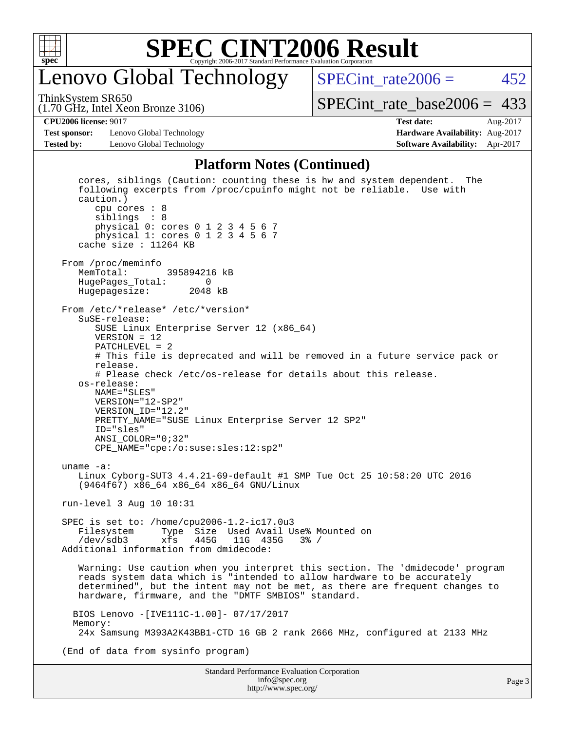# SPEC CINT2006 Result

## Lenovo Global Technology

ThinkSystem SR650
(1.70 GHz, Intel Xeon Bronze 3106)

SPECint_rate2006 = 452

SPECint_rate_base2006 = 433

| | | | |
|---|---|---|---|
| **CPU2006 license:** 9017 | | **Test date:** | Aug-2017 |
| **Test sponsor:** | Lenovo Global Technology | **Hardware Availability:** | Aug-2017 |
| **Tested by:** | Lenovo Global Technology | **Software Availability:** | Apr-2017 |

### Platform Notes (Continued)

```
    cores, siblings (Caution: counting these is hw and system dependent.  The
    following excerpts from /proc/cpuinfo might not be reliable.  Use with
    caution.)
       cpu cores : 8
       siblings  : 8
       physical 0: cores 0 1 2 3 4 5 6 7
       physical 1: cores 0 1 2 3 4 5 6 7
    cache size : 11264 KB

 From /proc/meminfo
    MemTotal:       395894216 kB
    HugePages_Total:       0
    Hugepagesize:       2048 kB

 From /etc/*release* /etc/*version*
    SuSE-release:
       SUSE Linux Enterprise Server 12 (x86_64)
       VERSION = 12
       PATCHLEVEL = 2
       # This file is deprecated and will be removed in a future service pack or
       release.
       # Please check /etc/os-release for details about this release.
    os-release:
       NAME="SLES"
       VERSION="12-SP2"
       VERSION_ID="12.2"
       PRETTY_NAME="SUSE Linux Enterprise Server 12 SP2"
       ID="sles"
       ANSI_COLOR="0;32"
       CPE_NAME="cpe:/o:suse:sles:12:sp2"

 uname -a:
    Linux Cyborg-SUT3 4.4.21-69-default #1 SMP Tue Oct 25 10:58:20 UTC 2016
    (9464f67) x86_64 x86_64 x86_64 GNU/Linux

 run-level 3 Aug 10 10:31

 SPEC is set to: /home/cpu2006-1.2-ic17.0u3
    Filesystem     Type  Size  Used Avail Use% Mounted on
    /dev/sdb3      xfs   445G   11G  435G   3% /
 Additional information from dmidecode:

    Warning: Use caution when you interpret this section. The 'dmidecode' program
    reads system data which is "intended to allow hardware to be accurately
    determined", but the intent may not be met, as there are frequent changes to
    hardware, firmware, and the "DMTF SMBIOS" standard.

   BIOS Lenovo -[IVE111C-1.00]- 07/17/2017
   Memory:
    24x Samsung M393A2K43BB1-CTD 16 GB 2 rank 2666 MHz, configured at 2133 MHz

 (End of data from sysinfo program)
```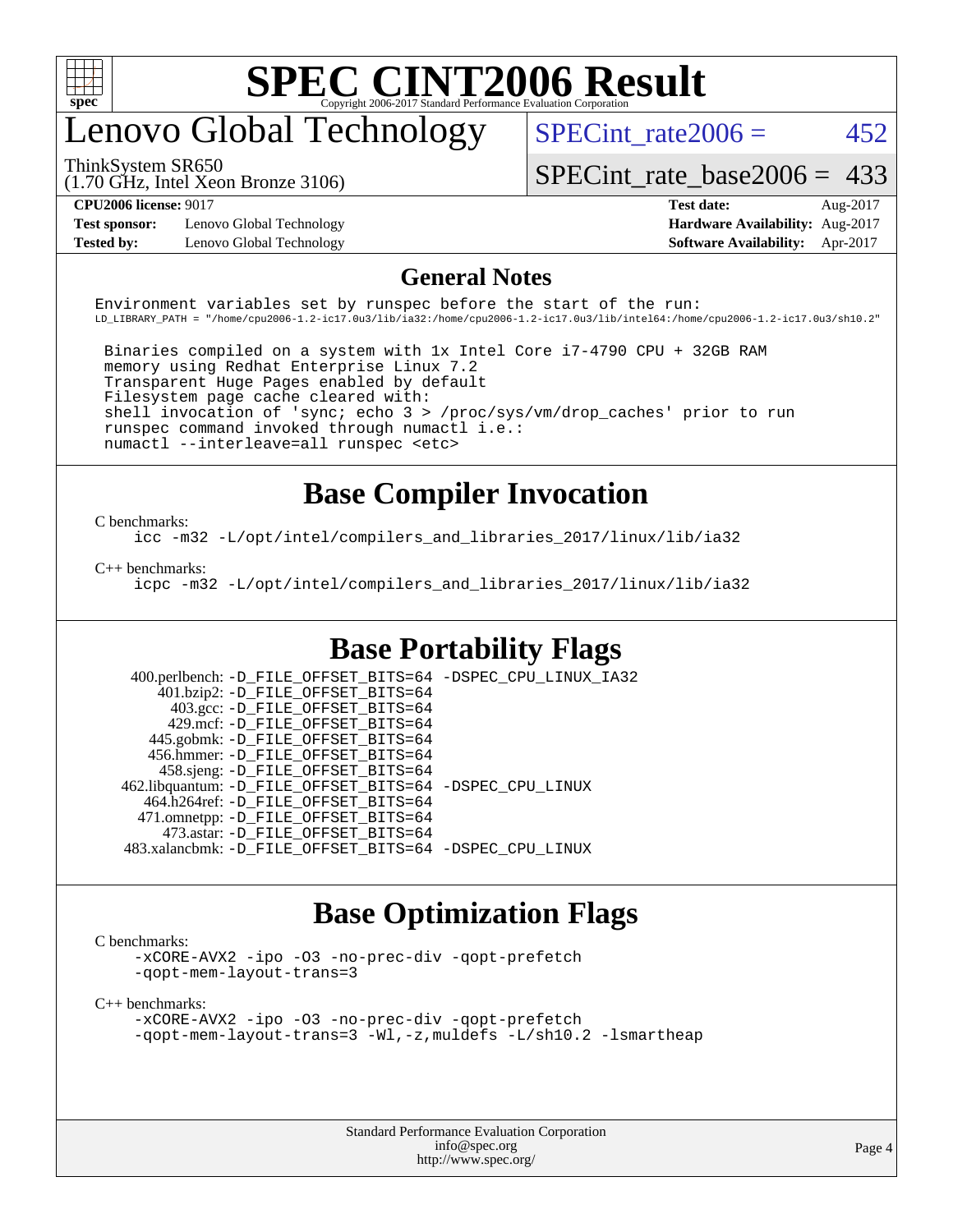# SPEC CINT2006 Result

Copyright 2006-2017 Standard Performance Evaluation Corporation

# Lenovo Global Technology

ThinkSystem SR650
(1.70 GHz, Intel Xeon Bronze 3106)

SPECint_rate2006 = 452

SPECint_rate_base2006 = 433

| | | | |
|---|---|---|---|
| **CPU2006 license:** 9017 | | **Test date:** | Aug-2017 |
| **Test sponsor:** | Lenovo Global Technology | **Hardware Availability:** | Aug-2017 |
| **Tested by:** | Lenovo Global Technology | **Software Availability:** | Apr-2017 |

## General Notes

```
Environment variables set by runspec before the start of the run:
LD_LIBRARY_PATH = "/home/cpu2006-1.2-ic17.0u3/lib/ia32:/home/cpu2006-1.2-ic17.0u3/lib/intel64:/home/cpu2006-1.2-ic17.0u3/sh10.2"

 Binaries compiled on a system with 1x Intel Core i7-4790 CPU + 32GB RAM
 memory using Redhat Enterprise Linux 7.2
 Transparent Huge Pages enabled by default
 Filesystem page cache cleared with:
 shell invocation of 'sync; echo 3 > /proc/sys/vm/drop_caches' prior to run
 runspec command invoked through numactl i.e.:
 numactl --interleave=all runspec <etc>
```

## Base Compiler Invocation

C benchmarks:

```
icc -m32 -L/opt/intel/compilers_and_libraries_2017/linux/lib/ia32
```

C++ benchmarks:

```
icpc -m32 -L/opt/intel/compilers_and_libraries_2017/linux/lib/ia32
```

## Base Portability Flags

```
 400.perlbench: -D_FILE_OFFSET_BITS=64 -DSPEC_CPU_LINUX_IA32
     401.bzip2: -D_FILE_OFFSET_BITS=64
       403.gcc: -D_FILE_OFFSET_BITS=64
       429.mcf: -D_FILE_OFFSET_BITS=64
     445.gobmk: -D_FILE_OFFSET_BITS=64
    456.hmmer: -D_FILE_OFFSET_BITS=64
    458.sjeng: -D_FILE_OFFSET_BITS=64
462.libquantum: -D_FILE_OFFSET_BITS=64 -DSPEC_CPU_LINUX
   464.h264ref: -D_FILE_OFFSET_BITS=64
   471.omnetpp: -D_FILE_OFFSET_BITS=64
     473.astar: -D_FILE_OFFSET_BITS=64
483.xalancbmk: -D_FILE_OFFSET_BITS=64 -DSPEC_CPU_LINUX
```

## Base Optimization Flags

C benchmarks:

```
-xCORE-AVX2 -ipo -O3 -no-prec-div -qopt-prefetch
-qopt-mem-layout-trans=3
```

C++ benchmarks:

```
-xCORE-AVX2 -ipo -O3 -no-prec-div -qopt-prefetch
-qopt-mem-layout-trans=3 -Wl,-z,muldefs -L/sh10.2 -lsmartheap
```

Standard Performance Evaluation Corporation
info@spec.org
http://www.spec.org/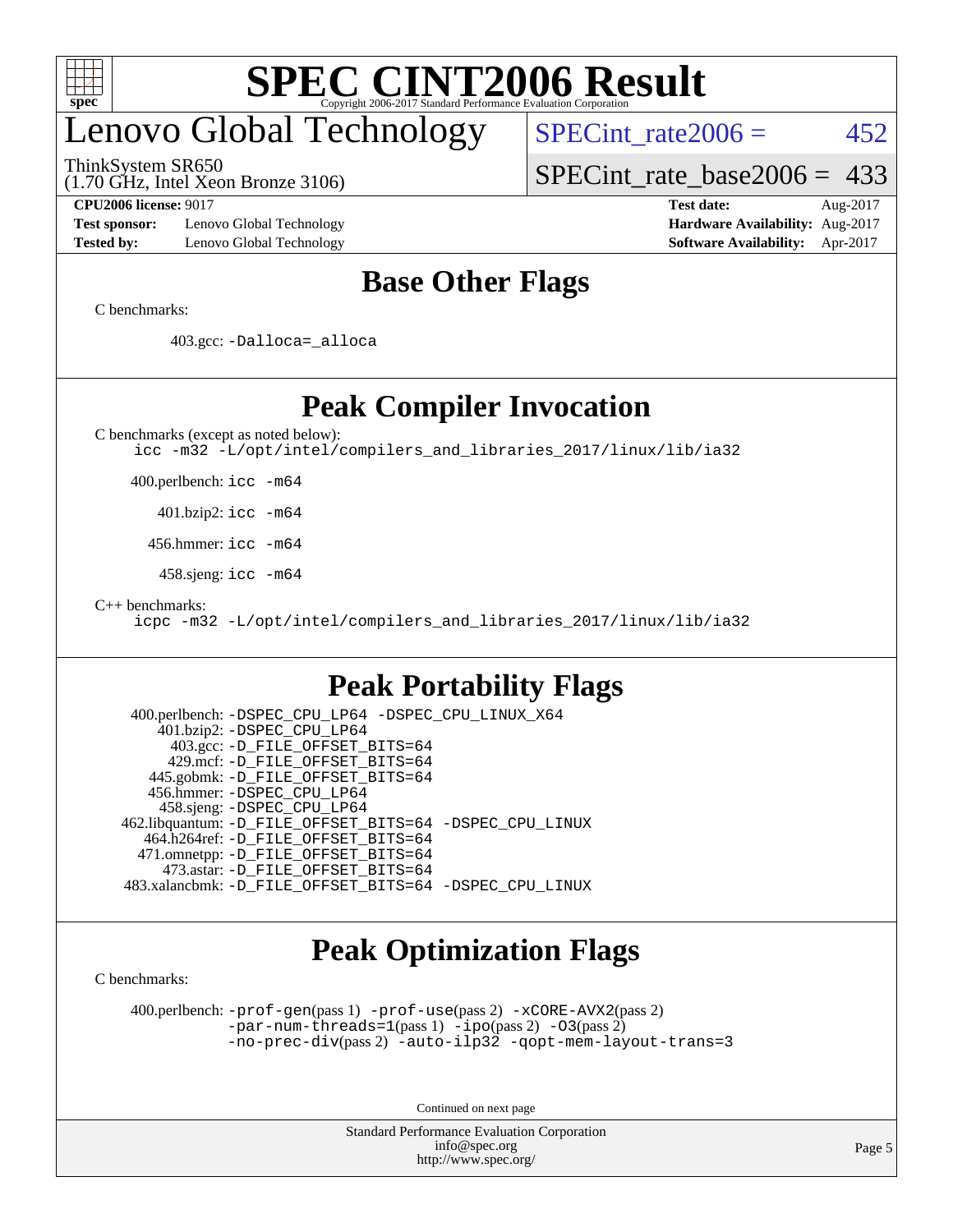# Lenovo Global Technology

ThinkSystem SR650
(1.70 GHz, Intel Xeon Bronze 3106)

SPECint_rate2006 = 452

SPECint_rate_base2006 = 433

**CPU2006 license:** 9017
**Test sponsor:** Lenovo Global Technology
**Tested by:** Lenovo Global Technology

**Test date:** Aug-2017
**Hardware Availability:** Aug-2017
**Software Availability:** Apr-2017

## Base Other Flags

C benchmarks:

403.gcc: -Dalloca=_alloca

## Peak Compiler Invocation

C benchmarks (except as noted below):
icc -m32 -L/opt/intel/compilers_and_libraries_2017/linux/lib/ia32

400.perlbench: icc -m64

401.bzip2: icc -m64

456.hmmer: icc -m64

458.sjeng: icc -m64

C++ benchmarks:
icpc -m32 -L/opt/intel/compilers_and_libraries_2017/linux/lib/ia32

## Peak Portability Flags

400.perlbench: -DSPEC_CPU_LP64 -DSPEC_CPU_LINUX_X64
401.bzip2: -DSPEC_CPU_LP64
403.gcc: -D_FILE_OFFSET_BITS=64
429.mcf: -D_FILE_OFFSET_BITS=64
445.gobmk: -D_FILE_OFFSET_BITS=64
456.hmmer: -DSPEC_CPU_LP64
458.sjeng: -DSPEC_CPU_LP64
462.libquantum: -D_FILE_OFFSET_BITS=64 -DSPEC_CPU_LINUX
464.h264ref: -D_FILE_OFFSET_BITS=64
471.omnetpp: -D_FILE_OFFSET_BITS=64
473.astar: -D_FILE_OFFSET_BITS=64
483.xalancbmk: -D_FILE_OFFSET_BITS=64 -DSPEC_CPU_LINUX

## Peak Optimization Flags

C benchmarks:

400.perlbench: -prof-gen(pass 1) -prof-use(pass 2) -xCORE-AVX2(pass 2) -par-num-threads=1(pass 1) -ipo(pass 2) -O3(pass 2) -no-prec-div(pass 2) -auto-ilp32 -qopt-mem-layout-trans=3

Continued on next page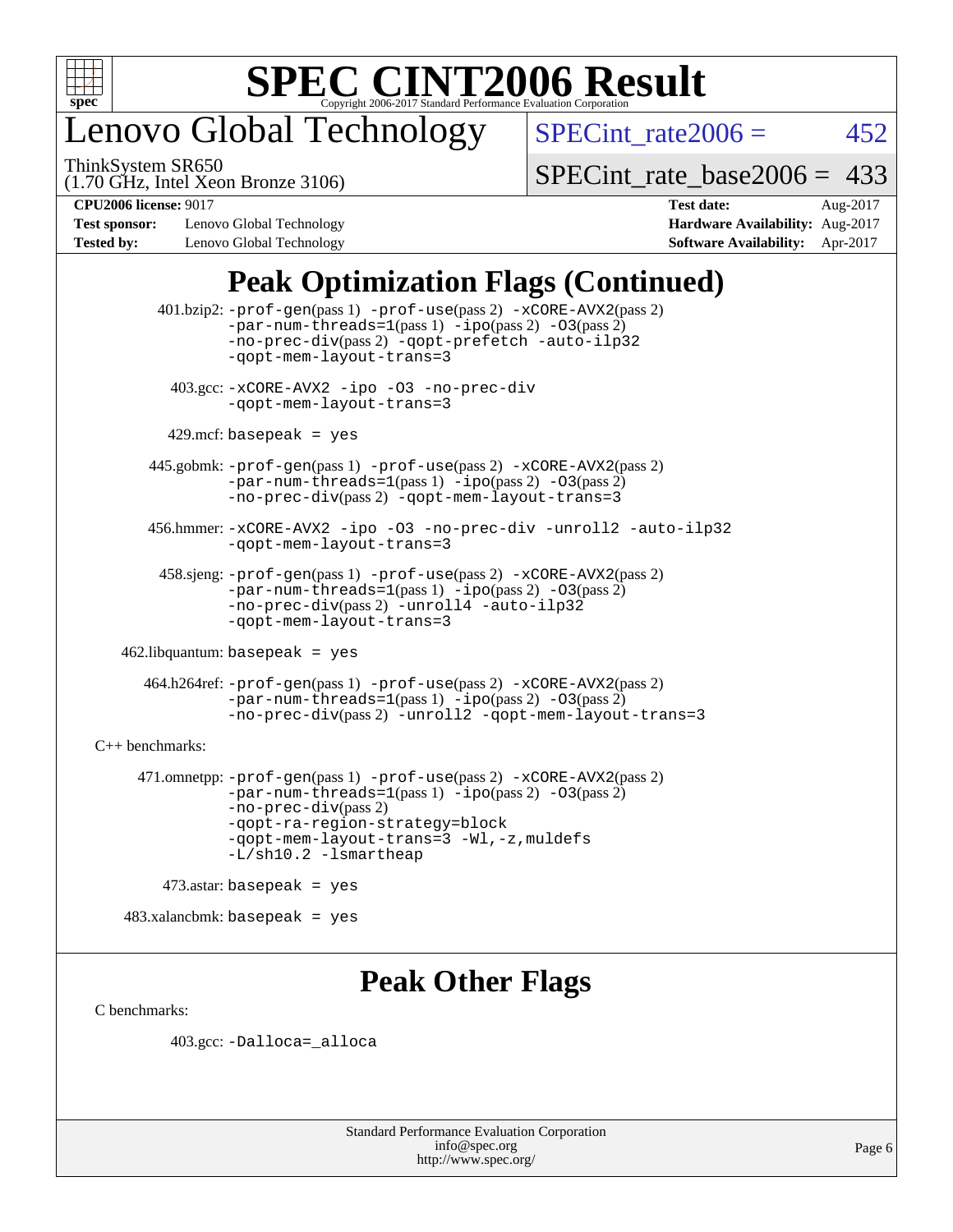# SPEC CINT2006 Result

Copyright 2006-2017 Standard Performance Evaluation Corporation

## Lenovo Global Technology

ThinkSystem SR650
(1.70 GHz, Intel Xeon Bronze 3106)

SPECint_rate2006 = 452

SPECint_rate_base2006 = 433

| | | | |
|---|---|---|---|
| **CPU2006 license:** 9017 | | **Test date:** | Aug-2017 |
| **Test sponsor:** | Lenovo Global Technology | **Hardware Availability:** | Aug-2017 |
| **Tested by:** | Lenovo Global Technology | **Software Availability:** | Apr-2017 |

## Peak Optimization Flags (Continued)

401.bzip2: -prof-gen(pass 1) -prof-use(pass 2) -xCORE-AVX2(pass 2) -par-num-threads=1(pass 1) -ipo(pass 2) -O3(pass 2) -no-prec-div(pass 2) -qopt-prefetch -auto-ilp32 -qopt-mem-layout-trans=3

403.gcc: -xCORE-AVX2 -ipo -O3 -no-prec-div -qopt-mem-layout-trans=3

429.mcf: basepeak = yes

445.gobmk: -prof-gen(pass 1) -prof-use(pass 2) -xCORE-AVX2(pass 2) -par-num-threads=1(pass 1) -ipo(pass 2) -O3(pass 2) -no-prec-div(pass 2) -qopt-mem-layout-trans=3

456.hmmer: -xCORE-AVX2 -ipo -O3 -no-prec-div -unroll2 -auto-ilp32 -qopt-mem-layout-trans=3

458.sjeng: -prof-gen(pass 1) -prof-use(pass 2) -xCORE-AVX2(pass 2) -par-num-threads=1(pass 1) -ipo(pass 2) -O3(pass 2) -no-prec-div(pass 2) -unroll4 -auto-ilp32 -qopt-mem-layout-trans=3

462.libquantum: basepeak = yes

464.h264ref: -prof-gen(pass 1) -prof-use(pass 2) -xCORE-AVX2(pass 2) -par-num-threads=1(pass 1) -ipo(pass 2) -O3(pass 2) -no-prec-div(pass 2) -unroll2 -qopt-mem-layout-trans=3

C++ benchmarks:

471.omnetpp: -prof-gen(pass 1) -prof-use(pass 2) -xCORE-AVX2(pass 2) -par-num-threads=1(pass 1) -ipo(pass 2) -O3(pass 2) -no-prec-div(pass 2) -qopt-ra-region-strategy=block -qopt-mem-layout-trans=3 -Wl,-z,muldefs -L/sh10.2 -lsmartheap

473.astar: basepeak = yes

483.xalancbmk: basepeak = yes

## Peak Other Flags

C benchmarks:

403.gcc: -Dalloca=_alloca

Standard Performance Evaluation Corporation
info@spec.org
http://www.spec.org/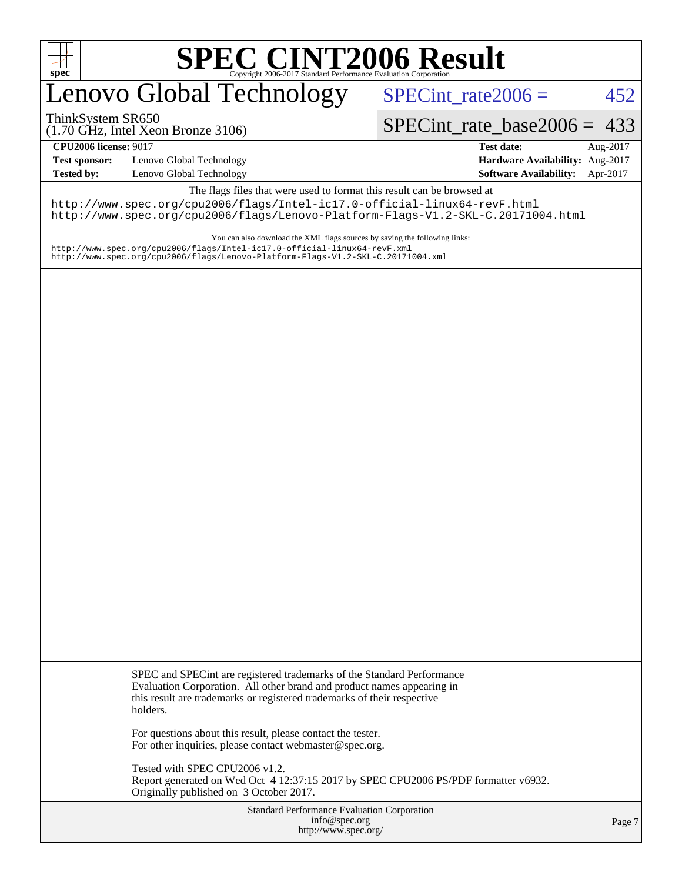# SPEC CINT2006 Result

Copyright 2006-2017 Standard Performance Evaluation Corporation

# Lenovo Global Technology

ThinkSystem SR650
(1.70 GHz, Intel Xeon Bronze 3106)

SPECint_rate2006 = 452

SPECint_rate_base2006 = 433

| | | | |
|---|---|---|---|
| **CPU2006 license:** 9017 | | **Test date:** | Aug-2017 |
| **Test sponsor:** | Lenovo Global Technology | **Hardware Availability:** | Aug-2017 |
| **Tested by:** | Lenovo Global Technology | **Software Availability:** | Apr-2017 |

The flags files that were used to format this result can be browsed at

http://www.spec.org/cpu2006/flags/Intel-ic17.0-official-linux64-revF.html
http://www.spec.org/cpu2006/flags/Lenovo-Platform-Flags-V1.2-SKL-C.20171004.html

You can also download the XML flags sources by saving the following links:

http://www.spec.org/cpu2006/flags/Intel-ic17.0-official-linux64-revF.xml
http://www.spec.org/cpu2006/flags/Lenovo-Platform-Flags-V1.2-SKL-C.20171004.xml

SPEC and SPECint are registered trademarks of the Standard Performance Evaluation Corporation. All other brand and product names appearing in this result are trademarks or registered trademarks of their respective holders.

For questions about this result, please contact the tester.
For other inquiries, please contact webmaster@spec.org.

Tested with SPEC CPU2006 v1.2.
Report generated on Wed Oct 4 12:37:15 2017 by SPEC CPU2006 PS/PDF formatter v6932.
Originally published on 3 October 2017.

Standard Performance Evaluation Corporation
info@spec.org
http://www.spec.org/